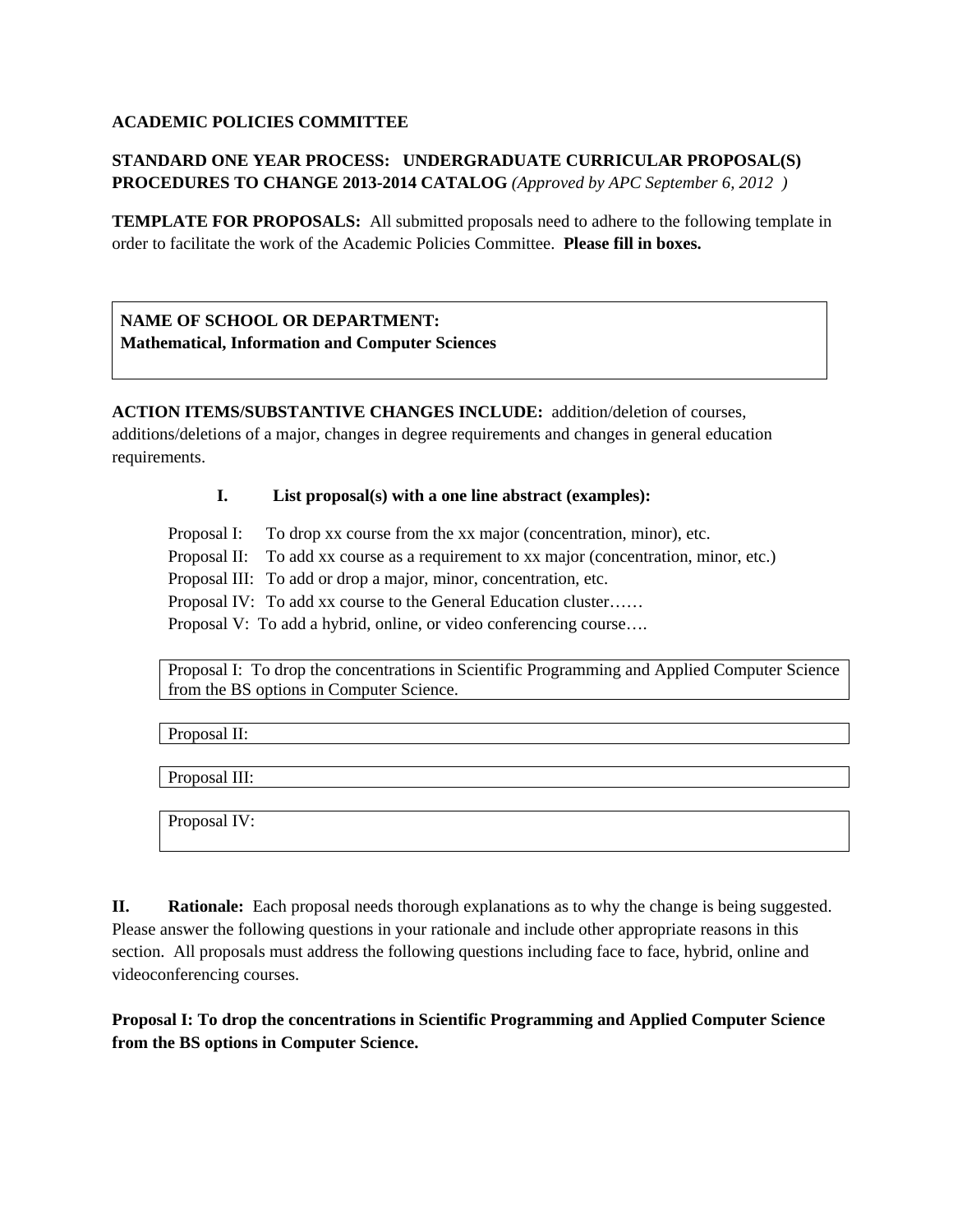**ACADEMIC POLICIES COMMITTEE**

**STANDARD ONE YEAR PROCESS: UNDERGRADUATE CURRICULAR PROPOSAL(S) PROCEDURES TO CHANGE 2013-2014 CATALOG** *(Approved by APC September 6, 2012 )*

**TEMPLATE FOR PROPOSALS:** All submitted proposals need to adhere to the following template in order to facilitate the work of the Academic Policies Committee. **Please fill in boxes.**

| **NAME OF SCHOOL OR DEPARTMENT:**<br>**Mathematical, Information and Computer Sciences** |
|---|

**ACTION ITEMS/SUBSTANTIVE CHANGES INCLUDE:** addition/deletion of courses, additions/deletions of a major, changes in degree requirements and changes in general education requirements.

**I. List proposal(s) with a one line abstract (examples):**

Proposal I: To drop xx course from the xx major (concentration, minor), etc.
Proposal II: To add xx course as a requirement to xx major (concentration, minor, etc.)
Proposal III: To add or drop a major, minor, concentration, etc.
Proposal IV: To add xx course to the General Education cluster……
Proposal V: To add a hybrid, online, or video conferencing course….

| Proposal I: To drop the concentrations in Scientific Programming and Applied Computer Science from the BS options in Computer Science. |
|---|

| Proposal II: |
|---|

| Proposal III: |
|---|

| Proposal IV: |
|---|

**II. Rationale:** Each proposal needs thorough explanations as to why the change is being suggested. Please answer the following questions in your rationale and include other appropriate reasons in this section. All proposals must address the following questions including face to face, hybrid, online and videoconferencing courses.

**Proposal I: To drop the concentrations in Scientific Programming and Applied Computer Science from the BS options in Computer Science.**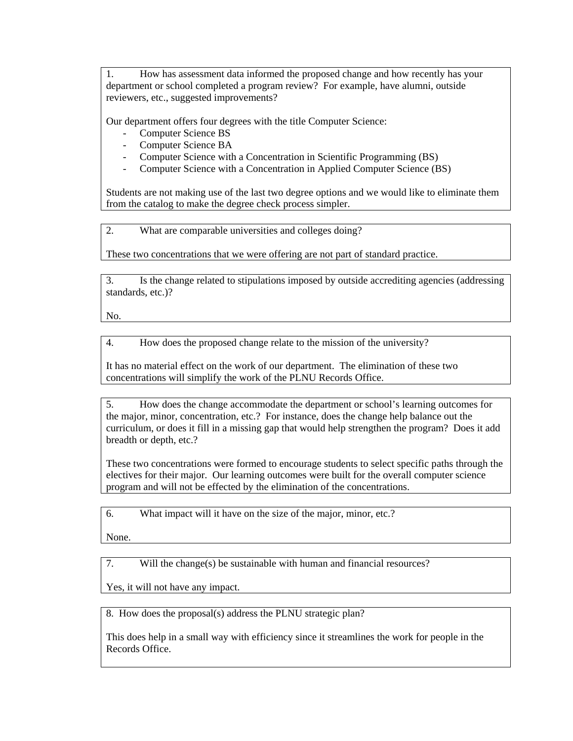1. How has assessment data informed the proposed change and how recently has your department or school completed a program review? For example, have alumni, outside reviewers, etc., suggested improvements?

Our department offers four degrees with the title Computer Science:

- Computer Science BS
- Computer Science BA
- Computer Science with a Concentration in Scientific Programming (BS)
- Computer Science with a Concentration in Applied Computer Science (BS)

Students are not making use of the last two degree options and we would like to eliminate them from the catalog to make the degree check process simpler.

2. What are comparable universities and colleges doing?

These two concentrations that we were offering are not part of standard practice.

3. Is the change related to stipulations imposed by outside accrediting agencies (addressing standards, etc.)?

No.

4. How does the proposed change relate to the mission of the university?

It has no material effect on the work of our department. The elimination of these two concentrations will simplify the work of the PLNU Records Office.

5. How does the change accommodate the department or school's learning outcomes for the major, minor, concentration, etc.? For instance, does the change help balance out the curriculum, or does it fill in a missing gap that would help strengthen the program? Does it add breadth or depth, etc.?

These two concentrations were formed to encourage students to select specific paths through the electives for their major. Our learning outcomes were built for the overall computer science program and will not be effected by the elimination of the concentrations.

6. What impact will it have on the size of the major, minor, etc.?

None.

7. Will the change(s) be sustainable with human and financial resources?

Yes, it will not have any impact.

8. How does the proposal(s) address the PLNU strategic plan?

This does help in a small way with efficiency since it streamlines the work for people in the Records Office.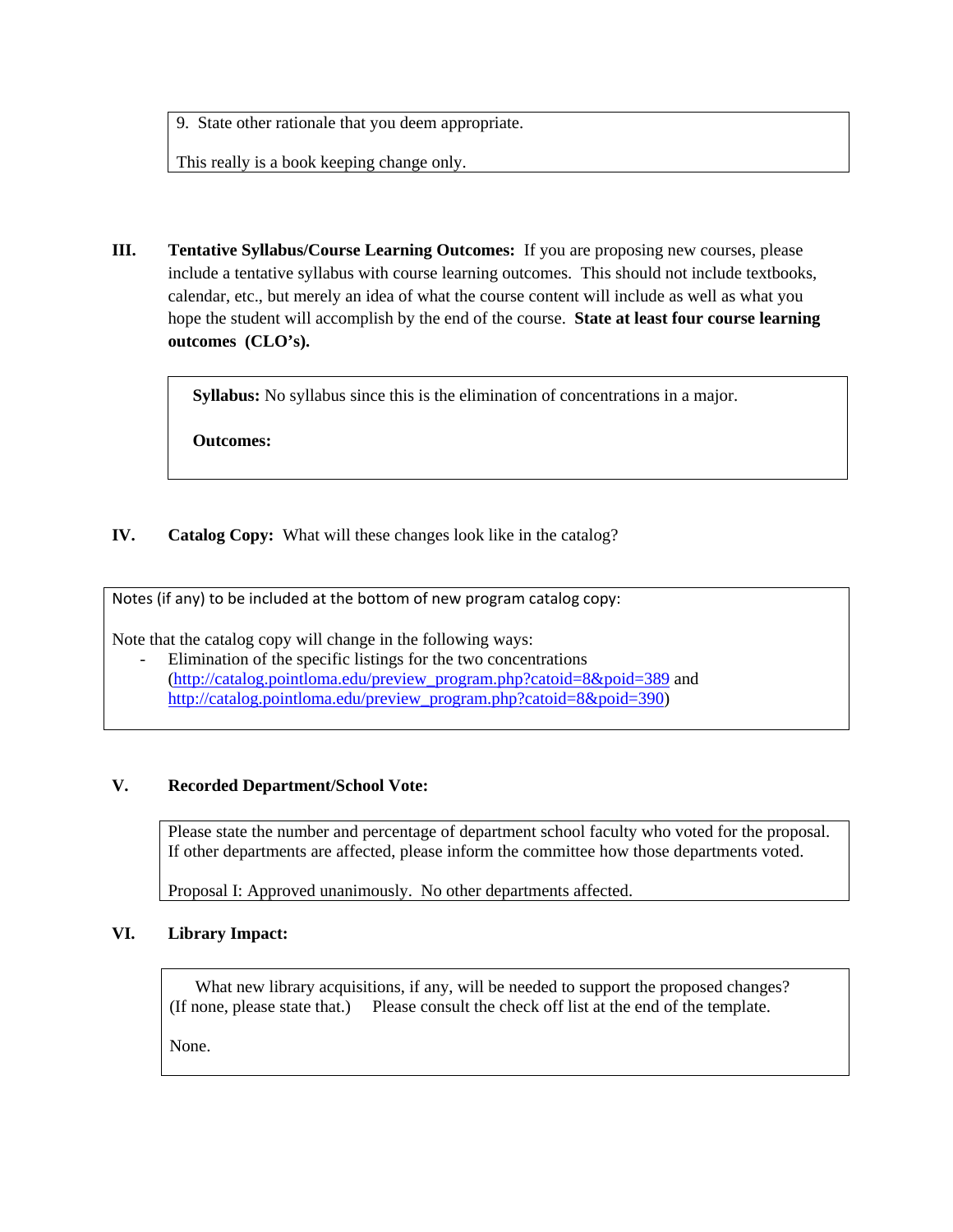9. State other rationale that you deem appropriate.

This really is a book keeping change only.

## III. Tentative Syllabus/Course Learning Outcomes:

**Tentative Syllabus/Course Learning Outcomes:** If you are proposing new courses, please include a tentative syllabus with course learning outcomes. This should not include textbooks, calendar, etc., but merely an idea of what the course content will include as well as what you hope the student will accomplish by the end of the course. **State at least four course learning outcomes (CLO's).**

**Syllabus:** No syllabus since this is the elimination of concentrations in a major.

**Outcomes:**

## IV. Catalog Copy:

**Catalog Copy:** What will these changes look like in the catalog?

Notes (if any) to be included at the bottom of new program catalog copy:

Note that the catalog copy will change in the following ways:

- Elimination of the specific listings for the two concentrations (http://catalog.pointloma.edu/preview_program.php?catoid=8&poid=389 and http://catalog.pointloma.edu/preview_program.php?catoid=8&poid=390)

## V. Recorded Department/School Vote:

Please state the number and percentage of department school faculty who voted for the proposal. If other departments are affected, please inform the committee how those departments voted.

Proposal I: Approved unanimously. No other departments affected.

## VI. Library Impact:

What new library acquisitions, if any, will be needed to support the proposed changes? (If none, please state that.) Please consult the check off list at the end of the template.

None.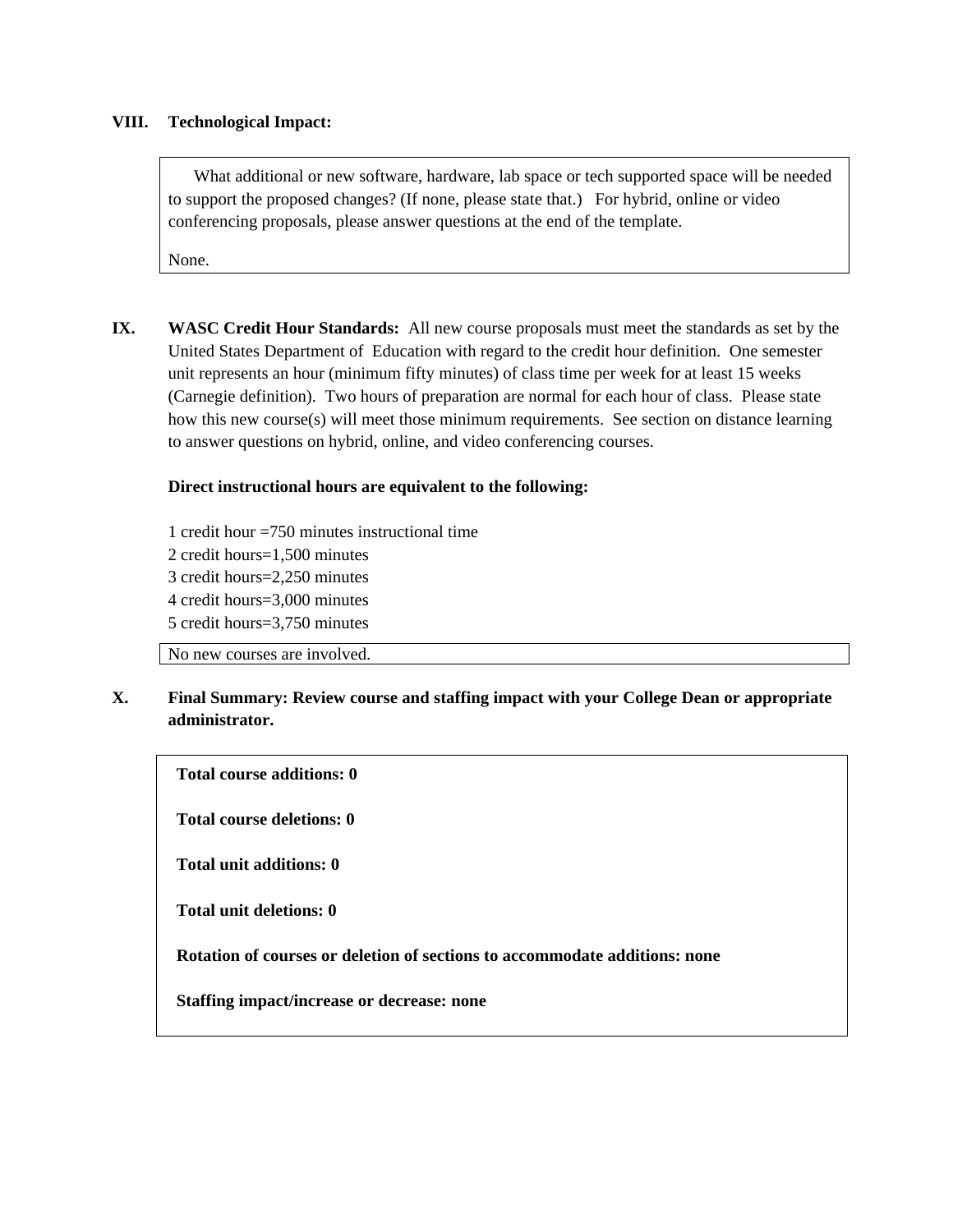**VIII. Technological Impact:**

> What additional or new software, hardware, lab space or tech supported space will be needed to support the proposed changes? (If none, please state that.) For hybrid, online or video conferencing proposals, please answer questions at the end of the template.
>
> None.

**IX. WASC Credit Hour Standards:** All new course proposals must meet the standards as set by the United States Department of Education with regard to the credit hour definition. One semester unit represents an hour (minimum fifty minutes) of class time per week for at least 15 weeks (Carnegie definition). Two hours of preparation are normal for each hour of class. Please state how this new course(s) will meet those minimum requirements. See section on distance learning to answer questions on hybrid, online, and video conferencing courses.

**Direct instructional hours are equivalent to the following:**

1 credit hour =750 minutes instructional time
2 credit hours=1,500 minutes
3 credit hours=2,250 minutes
4 credit hours=3,000 minutes
5 credit hours=3,750 minutes

> No new courses are involved.

**X. Final Summary: Review course and staffing impact with your College Dean or appropriate administrator.**

> **Total course additions: 0**
>
> **Total course deletions: 0**
>
> **Total unit additions: 0**
>
> **Total unit deletions: 0**
>
> **Rotation of courses or deletion of sections to accommodate additions: none**
>
> **Staffing impact/increase or decrease: none**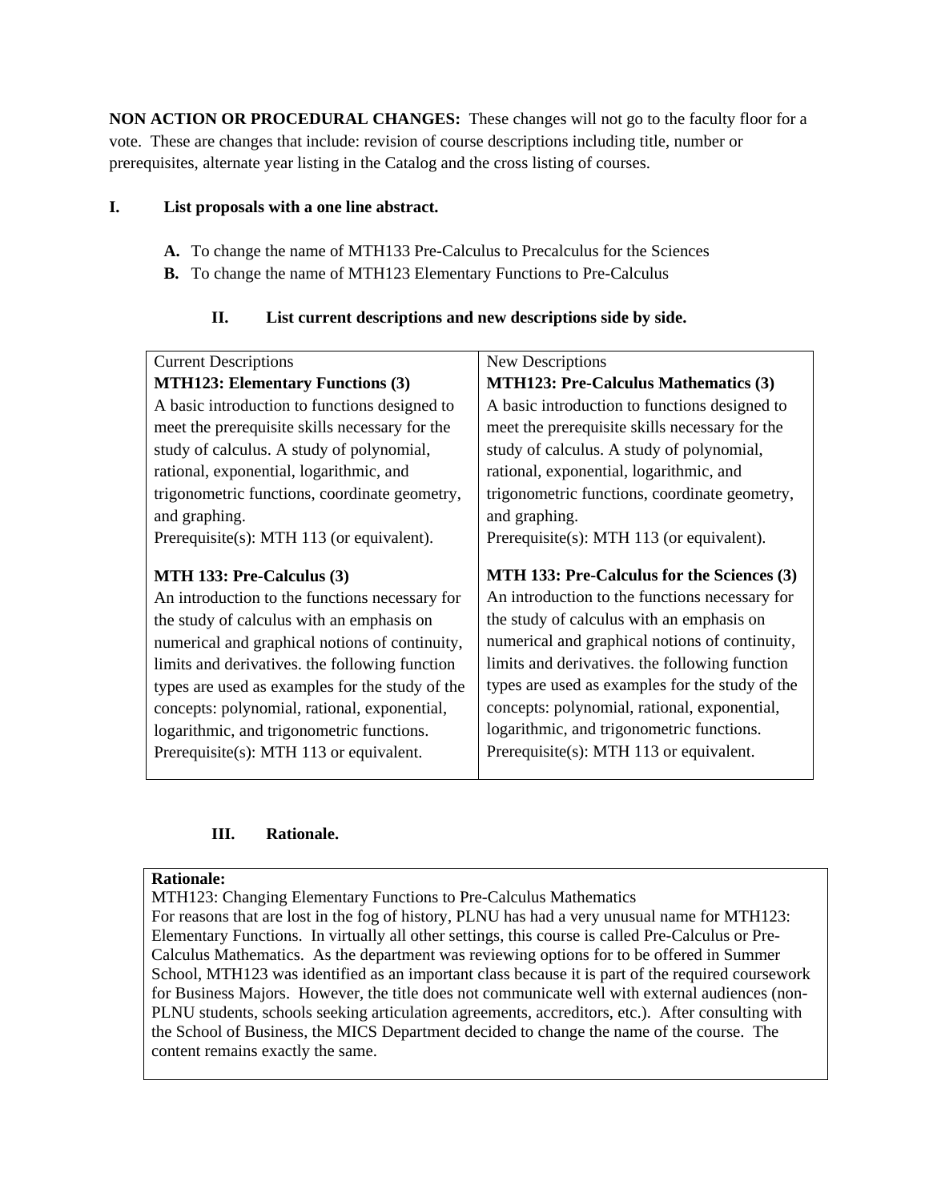**NON ACTION OR PROCEDURAL CHANGES:** These changes will not go to the faculty floor for a vote. These are changes that include: revision of course descriptions including title, number or prerequisites, alternate year listing in the Catalog and the cross listing of courses.

**I. List proposals with a one line abstract.**

- **A.** To change the name of MTH133 Pre-Calculus to Precalculus for the Sciences
- **B.** To change the name of MTH123 Elementary Functions to Pre-Calculus

**II. List current descriptions and new descriptions side by side.**

| Current Descriptions | New Descriptions |
|---|---|
| **MTH123: Elementary Functions (3)**<br>A basic introduction to functions designed to meet the prerequisite skills necessary for the study of calculus. A study of polynomial, rational, exponential, logarithmic, and trigonometric functions, coordinate geometry, and graphing.<br>Prerequisite(s): MTH 113 (or equivalent). | **MTH123: Pre-Calculus Mathematics (3)**<br>A basic introduction to functions designed to meet the prerequisite skills necessary for the study of calculus. A study of polynomial, rational, exponential, logarithmic, and trigonometric functions, coordinate geometry, and graphing.<br>Prerequisite(s): MTH 113 (or equivalent). |
| **MTH 133: Pre-Calculus (3)**<br>An introduction to the functions necessary for the study of calculus with an emphasis on numerical and graphical notions of continuity, limits and derivatives. the following function types are used as examples for the study of the concepts: polynomial, rational, exponential, logarithmic, and trigonometric functions.<br>Prerequisite(s): MTH 113 or equivalent. | **MTH 133: Pre-Calculus for the Sciences (3)**<br>An introduction to the functions necessary for the study of calculus with an emphasis on numerical and graphical notions of continuity, limits and derivatives. the following function types are used as examples for the study of the concepts: polynomial, rational, exponential, logarithmic, and trigonometric functions.<br>Prerequisite(s): MTH 113 or equivalent. |

**III. Rationale.**

**Rationale:**

MTH123: Changing Elementary Functions to Pre-Calculus Mathematics

For reasons that are lost in the fog of history, PLNU has had a very unusual name for MTH123: Elementary Functions. In virtually all other settings, this course is called Pre-Calculus or Pre-Calculus Mathematics. As the department was reviewing options for to be offered in Summer School, MTH123 was identified as an important class because it is part of the required coursework for Business Majors. However, the title does not communicate well with external audiences (non-PLNU students, schools seeking articulation agreements, accreditors, etc.). After consulting with the School of Business, the MICS Department decided to change the name of the course. The content remains exactly the same.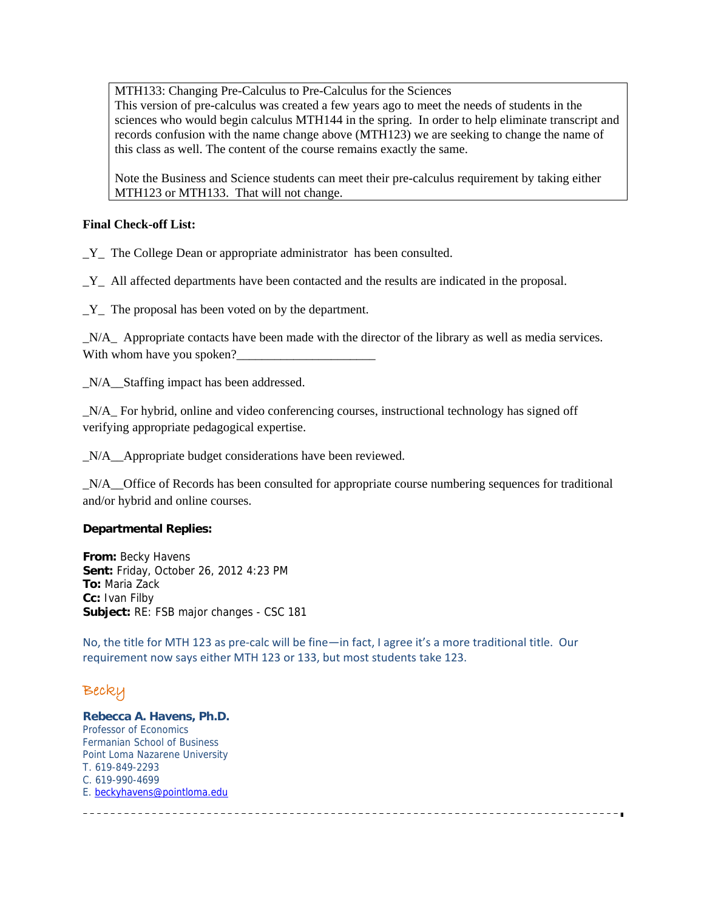MTH133: Changing Pre-Calculus to Pre-Calculus for the Sciences
This version of pre-calculus was created a few years ago to meet the needs of students in the sciences who would begin calculus MTH144 in the spring. In order to help eliminate transcript and records confusion with the name change above (MTH123) we are seeking to change the name of this class as well. The content of the course remains exactly the same.

Note the Business and Science students can meet their pre-calculus requirement by taking either MTH123 or MTH133. That will not change.

**Final Check-off List:**

_Y_ The College Dean or appropriate administrator has been consulted.

_Y_ All affected departments have been contacted and the results are indicated in the proposal.

_Y_ The proposal has been voted on by the department.

_N/A_ Appropriate contacts have been made with the director of the library as well as media services. With whom have you spoken?______________________

_N/A__Staffing impact has been addressed.

_N/A_ For hybrid, online and video conferencing courses, instructional technology has signed off verifying appropriate pedagogical expertise.

_N/A__Appropriate budget considerations have been reviewed.

_N/A__Office of Records has been consulted for appropriate course numbering sequences for traditional and/or hybrid and online courses.

**Departmental Replies:**

**From:** Becky Havens
**Sent:** Friday, October 26, 2012 4:23 PM
**To:** Maria Zack
**Cc:** Ivan Filby
**Subject:** RE: FSB major changes - CSC 181

No, the title for MTH 123 as pre-calc will be fine—in fact, I agree it's a more traditional title. Our requirement now says either MTH 123 or 133, but most students take 123.

Becky

**Rebecca A. Havens, Ph.D.**
Professor of Economics
Fermanian School of Business
Point Loma Nazarene University
T. 619-849-2293
C. 619-990-4699
E. beckyhavens@pointloma.edu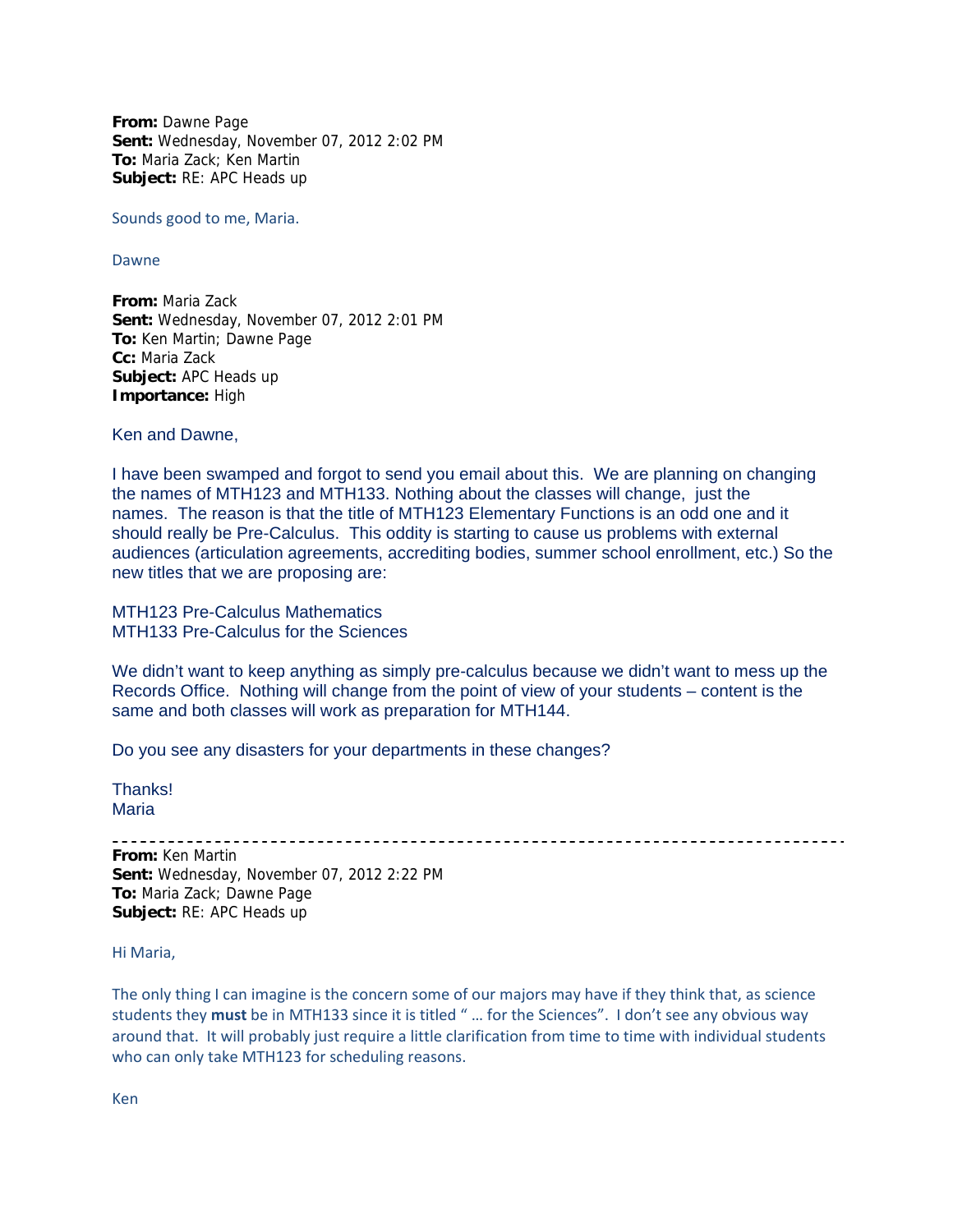**From:** Dawne Page
**Sent:** Wednesday, November 07, 2012 2:02 PM
**To:** Maria Zack; Ken Martin
**Subject:** RE: APC Heads up

Sounds good to me, Maria.

Dawne

**From:** Maria Zack
**Sent:** Wednesday, November 07, 2012 2:01 PM
**To:** Ken Martin; Dawne Page
**Cc:** Maria Zack
**Subject:** APC Heads up
**Importance:** High

Ken and Dawne,

I have been swamped and forgot to send you email about this. We are planning on changing the names of MTH123 and MTH133. Nothing about the classes will change, just the names. The reason is that the title of MTH123 Elementary Functions is an odd one and it should really be Pre-Calculus. This oddity is starting to cause us problems with external audiences (articulation agreements, accrediting bodies, summer school enrollment, etc.) So the new titles that we are proposing are:

MTH123 Pre-Calculus Mathematics
MTH133 Pre-Calculus for the Sciences

We didn't want to keep anything as simply pre-calculus because we didn't want to mess up the Records Office. Nothing will change from the point of view of your students – content is the same and both classes will work as preparation for MTH144.

Do you see any disasters for your departments in these changes?

Thanks!
Maria

---

**From:** Ken Martin
**Sent:** Wednesday, November 07, 2012 2:22 PM
**To:** Maria Zack; Dawne Page
**Subject:** RE: APC Heads up

Hi Maria,

The only thing I can imagine is the concern some of our majors may have if they think that, as science students they **must** be in MTH133 since it is titled " … for the Sciences". I don't see any obvious way around that. It will probably just require a little clarification from time to time with individual students who can only take MTH123 for scheduling reasons.

Ken